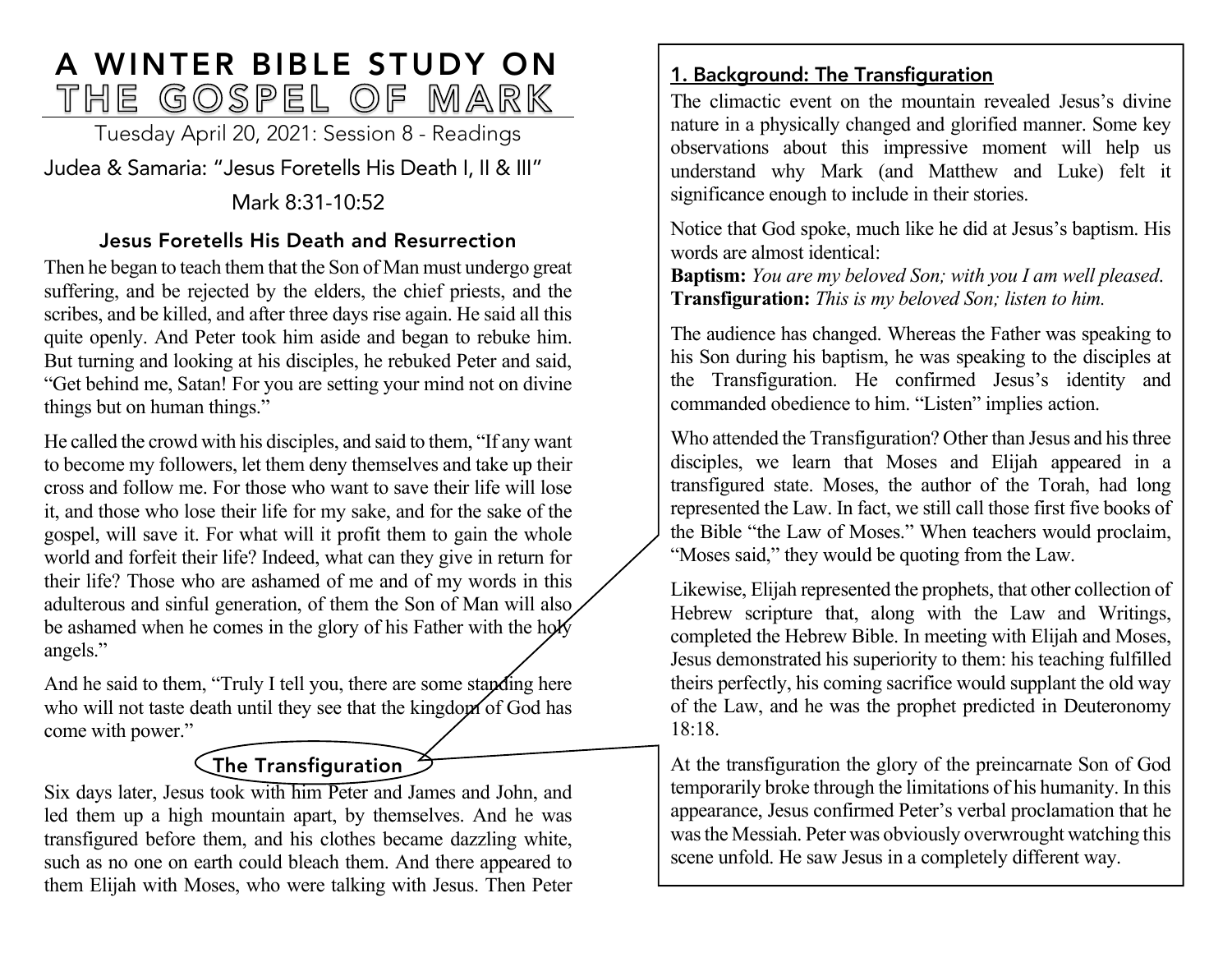# A WINTER BIBLE STUDY ON THE GOSPEL OF MARK

Tuesday April 20, 2021: Session 8 - Readings

Judea & Samaria: "Jesus Foretells His Death I, II & III"

Mark 8:31-10:52

## Jesus Foretells His Death and Resurrection

Then he began to teach them that the Son of Man must undergo great suffering, and be rejected by the elders, the chief priests, and the scribes, and be killed, and after three days rise again. He said all this quite openly. And Peter took him aside and began to rebuke him. But turning and looking at his disciples, he rebuked Peter and said, "Get behind me, Satan! For you are setting your mind not on divine things but on human things."

He called the crowd with his disciples, and said to them, "If any want to become my followers, let them deny themselves and take up their cross and follow me. For those who want to save their life will lose it, and those who lose their life for my sake, and for the sake of the gospel, will save it. For what will it profit them to gain the whole world and forfeit their life? Indeed, what can they give in return for their life? Those who are ashamed of me and of my words in this adulterous and sinful generation, of them the Son of Man will also be ashamed when he comes in the glory of his Father with the holy angels."

And he said to them, "Truly I tell you, there are some standing here who will not taste death until they see that the kingdom of God has come with power."

## The Transfiguration

Six days later, Jesus took with him Peter and James and John, and led them up a high mountain apart, by themselves. And he was transfigured before them, and his clothes became dazzling white, such as no one on earth could bleach them. And there appeared to them Elijah with Moses, who were talking with Jesus. Then Peter

### 1. Background: The Transfiguration

The climactic event on the mountain revealed Jesus's divine nature in a physically changed and glorified manner. Some key observations about this impressive moment will help us understand why Mark (and Matthew and Luke) felt it significance enough to include in their stories.

Notice that God spoke, much like he did at Jesus's baptism. His words are almost identical:

**Baptism:** *You are my beloved Son; with you I am well pleased.*
**Transfiguration:** *This is my beloved Son; listen to him.*

The audience has changed. Whereas the Father was speaking to his Son during his baptism, he was speaking to the disciples at the Transfiguration. He confirmed Jesus's identity and commanded obedience to him. "Listen" implies action.

Who attended the Transfiguration? Other than Jesus and his three disciples, we learn that Moses and Elijah appeared in a transfigured state. Moses, the author of the Torah, had long represented the Law. In fact, we still call those first five books of the Bible "the Law of Moses." When teachers would proclaim, "Moses said," they would be quoting from the Law.

Likewise, Elijah represented the prophets, that other collection of Hebrew scripture that, along with the Law and Writings, completed the Hebrew Bible. In meeting with Elijah and Moses, Jesus demonstrated his superiority to them: his teaching fulfilled theirs perfectly, his coming sacrifice would supplant the old way of the Law, and he was the prophet predicted in Deuteronomy 18:18.

At the transfiguration the glory of the preincarnate Son of God temporarily broke through the limitations of his humanity. In this appearance, Jesus confirmed Peter's verbal proclamation that he was the Messiah. Peter was obviously overwrought watching this scene unfold. He saw Jesus in a completely different way.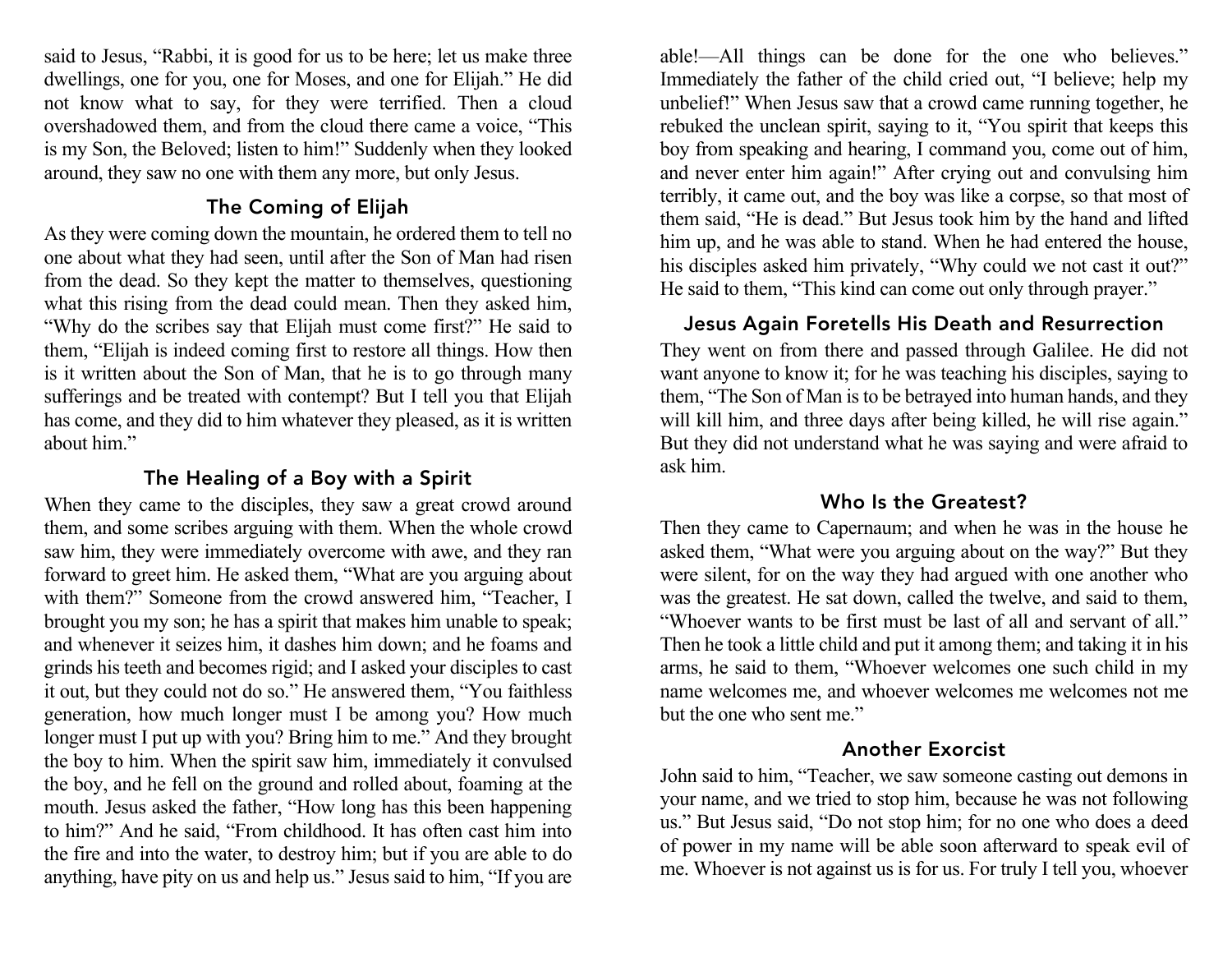said to Jesus, "Rabbi, it is good for us to be here; let us make three dwellings, one for you, one for Moses, and one for Elijah." He did not know what to say, for they were terrified. Then a cloud overshadowed them, and from the cloud there came a voice, "This is my Son, the Beloved; listen to him!" Suddenly when they looked around, they saw no one with them any more, but only Jesus.

### The Coming of Elijah

As they were coming down the mountain, he ordered them to tell no one about what they had seen, until after the Son of Man had risen from the dead. So they kept the matter to themselves, questioning what this rising from the dead could mean. Then they asked him, "Why do the scribes say that Elijah must come first?" He said to them, "Elijah is indeed coming first to restore all things. How then is it written about the Son of Man, that he is to go through many sufferings and be treated with contempt? But I tell you that Elijah has come, and they did to him whatever they pleased, as it is written about him."

### The Healing of a Boy with a Spirit

When they came to the disciples, they saw a great crowd around them, and some scribes arguing with them. When the whole crowd saw him, they were immediately overcome with awe, and they ran forward to greet him. He asked them, "What are you arguing about with them?" Someone from the crowd answered him, "Teacher, I brought you my son; he has a spirit that makes him unable to speak; and whenever it seizes him, it dashes him down; and he foams and grinds his teeth and becomes rigid; and I asked your disciples to cast it out, but they could not do so." He answered them, "You faithless generation, how much longer must I be among you? How much longer must I put up with you? Bring him to me." And they brought the boy to him. When the spirit saw him, immediately it convulsed the boy, and he fell on the ground and rolled about, foaming at the mouth. Jesus asked the father, "How long has this been happening to him?" And he said, "From childhood. It has often cast him into the fire and into the water, to destroy him; but if you are able to do anything, have pity on us and help us." Jesus said to him, "If you are able!—All things can be done for the one who believes." Immediately the father of the child cried out, "I believe; help my unbelief!" When Jesus saw that a crowd came running together, he rebuked the unclean spirit, saying to it, "You spirit that keeps this boy from speaking and hearing, I command you, come out of him, and never enter him again!" After crying out and convulsing him terribly, it came out, and the boy was like a corpse, so that most of them said, "He is dead." But Jesus took him by the hand and lifted him up, and he was able to stand. When he had entered the house, his disciples asked him privately, "Why could we not cast it out?" He said to them, "This kind can come out only through prayer."

### Jesus Again Foretells His Death and Resurrection

They went on from there and passed through Galilee. He did not want anyone to know it; for he was teaching his disciples, saying to them, "The Son of Man is to be betrayed into human hands, and they will kill him, and three days after being killed, he will rise again." But they did not understand what he was saying and were afraid to ask him.

### Who Is the Greatest?

Then they came to Capernaum; and when he was in the house he asked them, "What were you arguing about on the way?" But they were silent, for on the way they had argued with one another who was the greatest. He sat down, called the twelve, and said to them, "Whoever wants to be first must be last of all and servant of all." Then he took a little child and put it among them; and taking it in his arms, he said to them, "Whoever welcomes one such child in my name welcomes me, and whoever welcomes me welcomes not me but the one who sent me."

### Another Exorcist

John said to him, "Teacher, we saw someone casting out demons in your name, and we tried to stop him, because he was not following us." But Jesus said, "Do not stop him; for no one who does a deed of power in my name will be able soon afterward to speak evil of me. Whoever is not against us is for us. For truly I tell you, whoever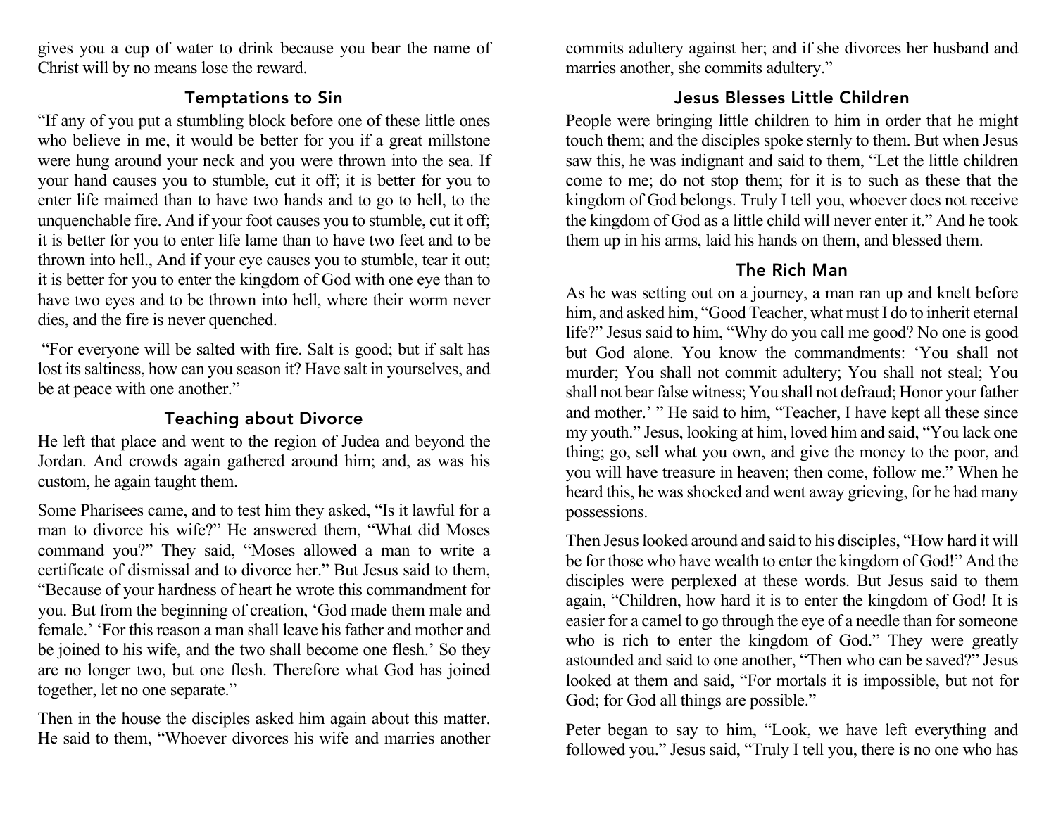gives you a cup of water to drink because you bear the name of Christ will by no means lose the reward.

## Temptations to Sin

"If any of you put a stumbling block before one of these little ones who believe in me, it would be better for you if a great millstone were hung around your neck and you were thrown into the sea. If your hand causes you to stumble, cut it off; it is better for you to enter life maimed than to have two hands and to go to hell, to the unquenchable fire. And if your foot causes you to stumble, cut it off; it is better for you to enter life lame than to have two feet and to be thrown into hell., And if your eye causes you to stumble, tear it out; it is better for you to enter the kingdom of God with one eye than to have two eyes and to be thrown into hell, where their worm never dies, and the fire is never quenched.

"For everyone will be salted with fire. Salt is good; but if salt has lost its saltiness, how can you season it? Have salt in yourselves, and be at peace with one another."

## Teaching about Divorce

He left that place and went to the region of Judea and beyond the Jordan. And crowds again gathered around him; and, as was his custom, he again taught them.

Some Pharisees came, and to test him they asked, "Is it lawful for a man to divorce his wife?" He answered them, "What did Moses command you?" They said, "Moses allowed a man to write a certificate of dismissal and to divorce her." But Jesus said to them, "Because of your hardness of heart he wrote this commandment for you. But from the beginning of creation, 'God made them male and female.' 'For this reason a man shall leave his father and mother and be joined to his wife, and the two shall become one flesh.' So they are no longer two, but one flesh. Therefore what God has joined together, let no one separate."

Then in the house the disciples asked him again about this matter. He said to them, "Whoever divorces his wife and marries another commits adultery against her; and if she divorces her husband and marries another, she commits adultery."

## Jesus Blesses Little Children

People were bringing little children to him in order that he might touch them; and the disciples spoke sternly to them. But when Jesus saw this, he was indignant and said to them, "Let the little children come to me; do not stop them; for it is to such as these that the kingdom of God belongs. Truly I tell you, whoever does not receive the kingdom of God as a little child will never enter it." And he took them up in his arms, laid his hands on them, and blessed them.

## The Rich Man

As he was setting out on a journey, a man ran up and knelt before him, and asked him, "Good Teacher, what must I do to inherit eternal life?" Jesus said to him, "Why do you call me good? No one is good but God alone. You know the commandments: 'You shall not murder; You shall not commit adultery; You shall not steal; You shall not bear false witness; You shall not defraud; Honor your father and mother.' " He said to him, "Teacher, I have kept all these since my youth." Jesus, looking at him, loved him and said, "You lack one thing; go, sell what you own, and give the money to the poor, and you will have treasure in heaven; then come, follow me." When he heard this, he was shocked and went away grieving, for he had many possessions.

Then Jesus looked around and said to his disciples, "How hard it will be for those who have wealth to enter the kingdom of God!" And the disciples were perplexed at these words. But Jesus said to them again, "Children, how hard it is to enter the kingdom of God! It is easier for a camel to go through the eye of a needle than for someone who is rich to enter the kingdom of God." They were greatly astounded and said to one another, "Then who can be saved?" Jesus looked at them and said, "For mortals it is impossible, but not for God; for God all things are possible."

Peter began to say to him, "Look, we have left everything and followed you." Jesus said, "Truly I tell you, there is no one who has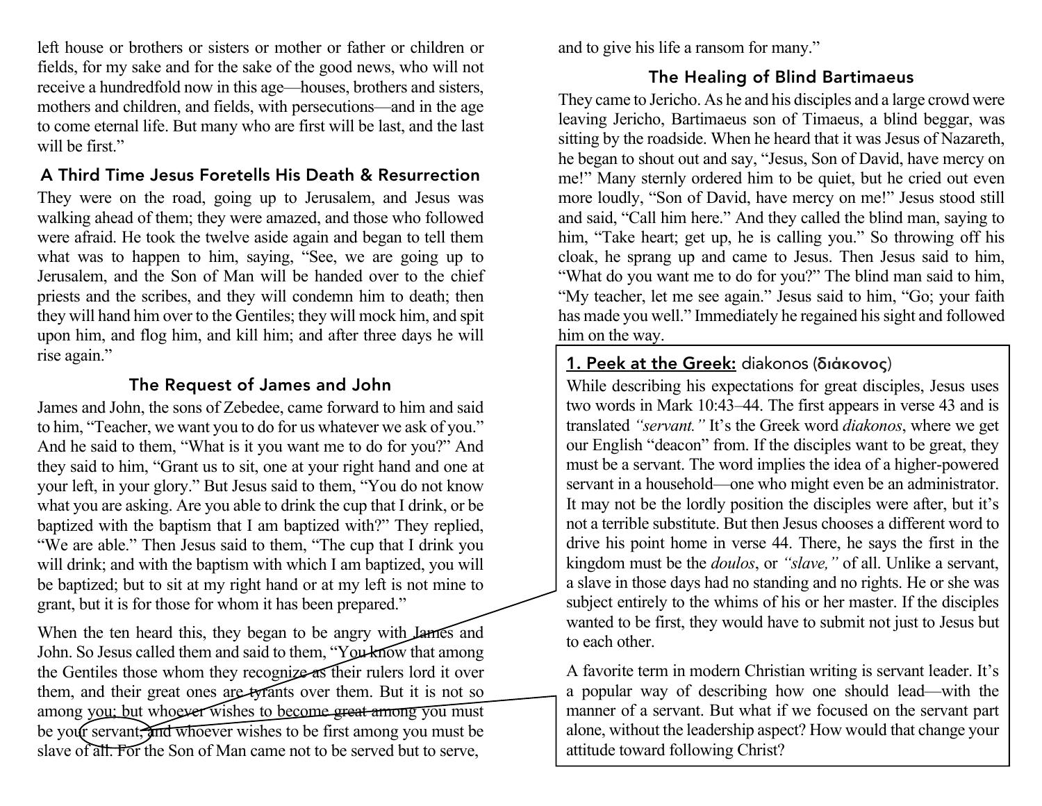left house or brothers or sisters or mother or father or children or fields, for my sake and for the sake of the good news, who will not receive a hundredfold now in this age—houses, brothers and sisters, mothers and children, and fields, with persecutions—and in the age to come eternal life. But many who are first will be last, and the last will be first."

## A Third Time Jesus Foretells His Death & Resurrection

They were on the road, going up to Jerusalem, and Jesus was walking ahead of them; they were amazed, and those who followed were afraid. He took the twelve aside again and began to tell them what was to happen to him, saying, "See, we are going up to Jerusalem, and the Son of Man will be handed over to the chief priests and the scribes, and they will condemn him to death; then they will hand him over to the Gentiles; they will mock him, and spit upon him, and flog him, and kill him; and after three days he will rise again."

## The Request of James and John

James and John, the sons of Zebedee, came forward to him and said to him, "Teacher, we want you to do for us whatever we ask of you." And he said to them, "What is it you want me to do for you?" And they said to him, "Grant us to sit, one at your right hand and one at your left, in your glory." But Jesus said to them, "You do not know what you are asking. Are you able to drink the cup that I drink, or be baptized with the baptism that I am baptized with?" They replied, "We are able." Then Jesus said to them, "The cup that I drink you will drink; and with the baptism with which I am baptized, you will be baptized; but to sit at my right hand or at my left is not mine to grant, but it is for those for whom it has been prepared."

When the ten heard this, they began to be angry with James and John. So Jesus called them and said to them, "You know that among the Gentiles those whom they recognize as their rulers lord it over them, and their great ones are tyrants over them. But it is not so among you; but whoever wishes to become great among you must be your servant, and whoever wishes to be first among you must be slave of all. For the Son of Man came not to be served but to serve, and to give his life a ransom for many."

## The Healing of Blind Bartimaeus

They came to Jericho. As he and his disciples and a large crowd were leaving Jericho, Bartimaeus son of Timaeus, a blind beggar, was sitting by the roadside. When he heard that it was Jesus of Nazareth, he began to shout out and say, "Jesus, Son of David, have mercy on me!" Many sternly ordered him to be quiet, but he cried out even more loudly, "Son of David, have mercy on me!" Jesus stood still and said, "Call him here." And they called the blind man, saying to him, "Take heart; get up, he is calling you." So throwing off his cloak, he sprang up and came to Jesus. Then Jesus said to him, "What do you want me to do for you?" The blind man said to him, "My teacher, let me see again." Jesus said to him, "Go; your faith has made you well." Immediately he regained his sight and followed him on the way.

### 1. Peek at the Greek: diakonos (διάκονος)

While describing his expectations for great disciples, Jesus uses two words in Mark 10:43–44. The first appears in verse 43 and is translated *"servant."* It's the Greek word *diakonos*, where we get our English "deacon" from. If the disciples want to be great, they must be a servant. The word implies the idea of a higher-powered servant in a household—one who might even be an administrator. It may not be the lordly position the disciples were after, but it's not a terrible substitute. But then Jesus chooses a different word to drive his point home in verse 44. There, he says the first in the kingdom must be the *doulos*, or *"slave,"* of all. Unlike a servant, a slave in those days had no standing and no rights. He or she was subject entirely to the whims of his or her master. If the disciples wanted to be first, they would have to submit not just to Jesus but to each other.

A favorite term in modern Christian writing is servant leader. It's a popular way of describing how one should lead—with the manner of a servant. But what if we focused on the servant part alone, without the leadership aspect? How would that change your attitude toward following Christ?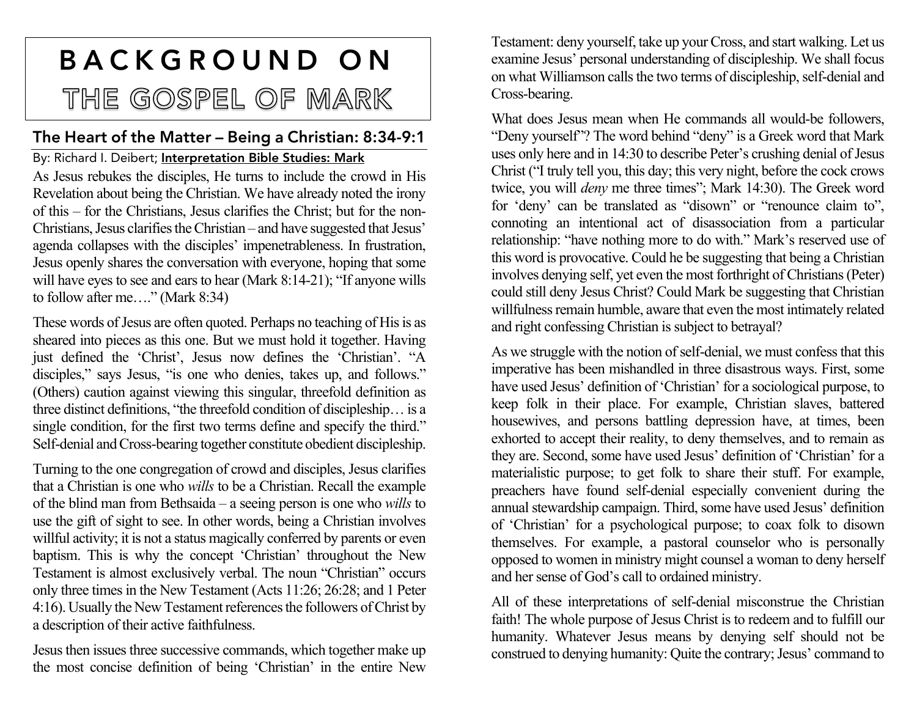# BACKGROUND ON THE GOSPEL OF MARK

## The Heart of the Matter – Being a Christian: 8:34-9:1

By: Richard I. Deibert; **Interpretation Bible Studies: Mark**

As Jesus rebukes the disciples, He turns to include the crowd in His Revelation about being the Christian. We have already noted the irony of this – for the Christians, Jesus clarifies the Christ; but for the non-Christians, Jesus clarifies the Christian – and have suggested that Jesus' agenda collapses with the disciples' impenetrableness. In frustration, Jesus openly shares the conversation with everyone, hoping that some will have eyes to see and ears to hear (Mark 8:14-21); "If anyone wills to follow after me…." (Mark 8:34)

These words of Jesus are often quoted. Perhaps no teaching of His is as sheared into pieces as this one. But we must hold it together. Having just defined the 'Christ', Jesus now defines the 'Christian'. "A disciples," says Jesus, "is one who denies, takes up, and follows." (Others) caution against viewing this singular, threefold definition as three distinct definitions, "the threefold condition of discipleship… is a single condition, for the first two terms define and specify the third." Self-denial and Cross-bearing together constitute obedient discipleship.

Turning to the one congregation of crowd and disciples, Jesus clarifies that a Christian is one who *wills* to be a Christian. Recall the example of the blind man from Bethsaida – a seeing person is one who *wills* to use the gift of sight to see. In other words, being a Christian involves willful activity; it is not a status magically conferred by parents or even baptism. This is why the concept 'Christian' throughout the New Testament is almost exclusively verbal. The noun "Christian" occurs only three times in the New Testament (Acts 11:26; 26:28; and 1 Peter 4:16). Usually the New Testament references the followers of Christ by a description of their active faithfulness.

Jesus then issues three successive commands, which together make up the most concise definition of being 'Christian' in the entire New Testament: deny yourself, take up your Cross, and start walking. Let us examine Jesus' personal understanding of discipleship. We shall focus on what Williamson calls the two terms of discipleship, self-denial and Cross-bearing.

What does Jesus mean when He commands all would-be followers, "Deny yourself"? The word behind "deny" is a Greek word that Mark uses only here and in 14:30 to describe Peter's crushing denial of Jesus Christ ("I truly tell you, this day; this very night, before the cock crows twice, you will *deny* me three times"; Mark 14:30). The Greek word for 'deny' can be translated as "disown" or "renounce claim to", connoting an intentional act of disassociation from a particular relationship: "have nothing more to do with." Mark's reserved use of this word is provocative. Could he be suggesting that being a Christian involves denying self, yet even the most forthright of Christians (Peter) could still deny Jesus Christ? Could Mark be suggesting that Christian willfulness remain humble, aware that even the most intimately related and right confessing Christian is subject to betrayal?

As we struggle with the notion of self-denial, we must confess that this imperative has been mishandled in three disastrous ways. First, some have used Jesus' definition of 'Christian' for a sociological purpose, to keep folk in their place. For example, Christian slaves, battered housewives, and persons battling depression have, at times, been exhorted to accept their reality, to deny themselves, and to remain as they are. Second, some have used Jesus' definition of 'Christian' for a materialistic purpose; to get folk to share their stuff. For example, preachers have found self-denial especially convenient during the annual stewardship campaign. Third, some have used Jesus' definition of 'Christian' for a psychological purpose; to coax folk to disown themselves. For example, a pastoral counselor who is personally opposed to women in ministry might counsel a woman to deny herself and her sense of God's call to ordained ministry.

All of these interpretations of self-denial misconstrue the Christian faith! The whole purpose of Jesus Christ is to redeem and to fulfill our humanity. Whatever Jesus means by denying self should not be construed to denying humanity: Quite the contrary; Jesus' command to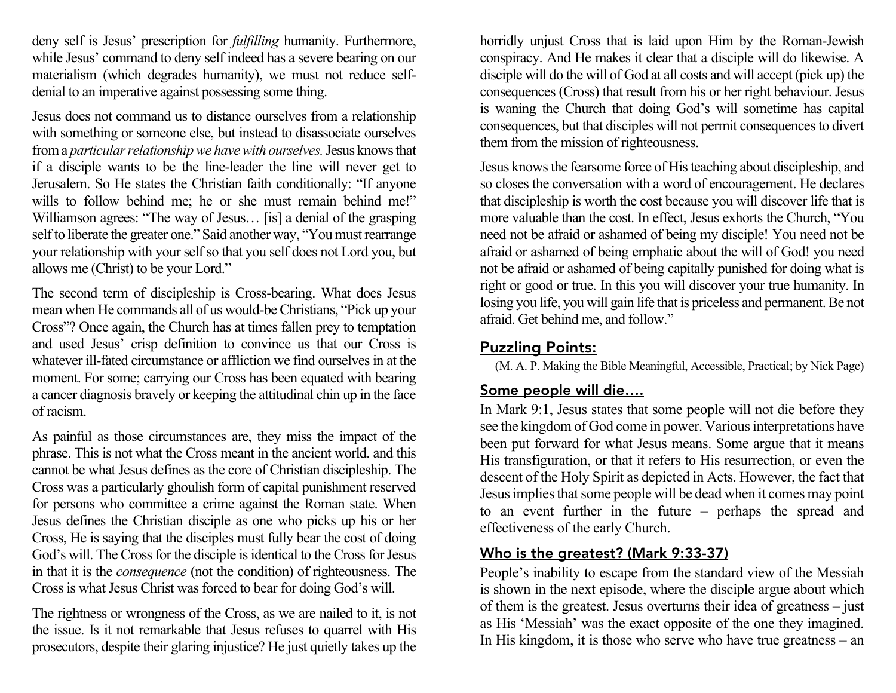deny self is Jesus' prescription for *fulfilling* humanity. Furthermore, while Jesus' command to deny self indeed has a severe bearing on our materialism (which degrades humanity), we must not reduce self-denial to an imperative against possessing some thing.

Jesus does not command us to distance ourselves from a relationship with something or someone else, but instead to disassociate ourselves from a *particular relationship we have with ourselves.* Jesus knows that if a disciple wants to be the line-leader the line will never get to Jerusalem. So He states the Christian faith conditionally: "If anyone wills to follow behind me; he or she must remain behind me!" Williamson agrees: "The way of Jesus… [is] a denial of the grasping self to liberate the greater one." Said another way, "You must rearrange your relationship with your self so that you self does not Lord you, but allows me (Christ) to be your Lord."

The second term of discipleship is Cross-bearing. What does Jesus mean when He commands all of us would-be Christians, "Pick up your Cross"? Once again, the Church has at times fallen prey to temptation and used Jesus' crisp definition to convince us that our Cross is whatever ill-fated circumstance or affliction we find ourselves in at the moment. For some; carrying our Cross has been equated with bearing a cancer diagnosis bravely or keeping the attitudinal chin up in the face of racism.

As painful as those circumstances are, they miss the impact of the phrase. This is not what the Cross meant in the ancient world. and this cannot be what Jesus defines as the core of Christian discipleship. The Cross was a particularly ghoulish form of capital punishment reserved for persons who committee a crime against the Roman state. When Jesus defines the Christian disciple as one who picks up his or her Cross, He is saying that the disciples must fully bear the cost of doing God's will. The Cross for the disciple is identical to the Cross for Jesus in that it is the *consequence* (not the condition) of righteousness. The Cross is what Jesus Christ was forced to bear for doing God's will.

The rightness or wrongness of the Cross, as we are nailed to it, is not the issue. Is it not remarkable that Jesus refuses to quarrel with His prosecutors, despite their glaring injustice? He just quietly takes up the horridly unjust Cross that is laid upon Him by the Roman-Jewish conspiracy. And He makes it clear that a disciple will do likewise. A disciple will do the will of God at all costs and will accept (pick up) the consequences (Cross) that result from his or her right behaviour. Jesus is waning the Church that doing God's will sometime has capital consequences, but that disciples will not permit consequences to divert them from the mission of righteousness.

Jesus knows the fearsome force of His teaching about discipleship, and so closes the conversation with a word of encouragement. He declares that discipleship is worth the cost because you will discover life that is more valuable than the cost. In effect, Jesus exhorts the Church, "You need not be afraid or ashamed of being my disciple! You need not be afraid or ashamed of being emphatic about the will of God! you need not be afraid or ashamed of being capitally punished for doing what is right or good or true. In this you will discover your true humanity. In losing you life, you will gain life that is priceless and permanent. Be not afraid. Get behind me, and follow."

## Puzzling Points:

(M. A. P. Making the Bible Meaningful, Accessible, Practical; by Nick Page)

### Some people will die….

In Mark 9:1, Jesus states that some people will not die before they see the kingdom of God come in power. Various interpretations have been put forward for what Jesus means. Some argue that it means His transfiguration, or that it refers to His resurrection, or even the descent of the Holy Spirit as depicted in Acts. However, the fact that Jesus implies that some people will be dead when it comes may point to an event further in the future – perhaps the spread and effectiveness of the early Church.

### Who is the greatest? (Mark 9:33-37)

People's inability to escape from the standard view of the Messiah is shown in the next episode, where the disciple argue about which of them is the greatest. Jesus overturns their idea of greatness – just as His 'Messiah' was the exact opposite of the one they imagined. In His kingdom, it is those who serve who have true greatness – an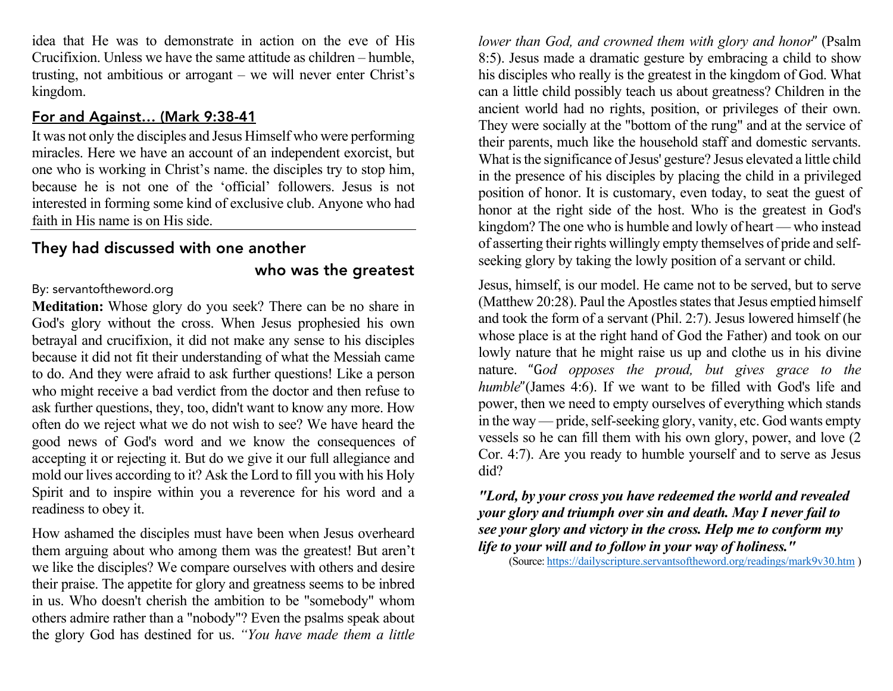idea that He was to demonstrate in action on the eve of His Crucifixion. Unless we have the same attitude as children – humble, trusting, not ambitious or arrogant – we will never enter Christ's kingdom.

## For and Against… (Mark 9:38-41

It was not only the disciples and Jesus Himself who were performing miracles. Here we have an account of an independent exorcist, but one who is working in Christ's name. the disciples try to stop him, because he is not one of the 'official' followers. Jesus is not interested in forming some kind of exclusive club. Anyone who had faith in His name is on His side.

## They had discussed with one another who was the greatest

By: servantoftheword.org

**Meditation:** Whose glory do you seek? There can be no share in God's glory without the cross. When Jesus prophesied his own betrayal and crucifixion, it did not make any sense to his disciples because it did not fit their understanding of what the Messiah came to do. And they were afraid to ask further questions! Like a person who might receive a bad verdict from the doctor and then refuse to ask further questions, they, too, didn't want to know any more. How often do we reject what we do not wish to see? We have heard the good news of God's word and we know the consequences of accepting it or rejecting it. But do we give it our full allegiance and mold our lives according to it? Ask the Lord to fill you with his Holy Spirit and to inspire within you a reverence for his word and a readiness to obey it.

How ashamed the disciples must have been when Jesus overheard them arguing about who among them was the greatest! But aren't we like the disciples? We compare ourselves with others and desire their praise. The appetite for glory and greatness seems to be inbred in us. Who doesn't cherish the ambition to be "somebody" whom others admire rather than a "nobody"? Even the psalms speak about the glory God has destined for us. *"You have made them a little lower than God, and crowned them with glory and honor"* (Psalm 8:5). Jesus made a dramatic gesture by embracing a child to show his disciples who really is the greatest in the kingdom of God. What can a little child possibly teach us about greatness? Children in the ancient world had no rights, position, or privileges of their own. They were socially at the "bottom of the rung" and at the service of their parents, much like the household staff and domestic servants. What is the significance of Jesus' gesture? Jesus elevated a little child in the presence of his disciples by placing the child in a privileged position of honor. It is customary, even today, to seat the guest of honor at the right side of the host. Who is the greatest in God's kingdom? The one who is humble and lowly of heart — who instead of asserting their rights willingly empty themselves of pride and self-seeking glory by taking the lowly position of a servant or child.

Jesus, himself, is our model. He came not to be served, but to serve (Matthew 20:28). Paul the Apostles states that Jesus emptied himself and took the form of a servant (Phil. 2:7). Jesus lowered himself (he whose place is at the right hand of God the Father) and took on our lowly nature that he might raise us up and clothe us in his divine nature. "G*od opposes the proud, but gives grace to the humble*"(James 4:6). If we want to be filled with God's life and power, then we need to empty ourselves of everything which stands in the way — pride, self-seeking glory, vanity, etc. God wants empty vessels so he can fill them with his own glory, power, and love (2 Cor. 4:7). Are you ready to humble yourself and to serve as Jesus did?

***"Lord, by your cross you have redeemed the world and revealed your glory and triumph over sin and death. May I never fail to see your glory and victory in the cross. Help me to conform my life to your will and to follow in your way of holiness."***

(Source: https://dailyscripture.servantsoftheword.org/readings/mark9v30.htm )